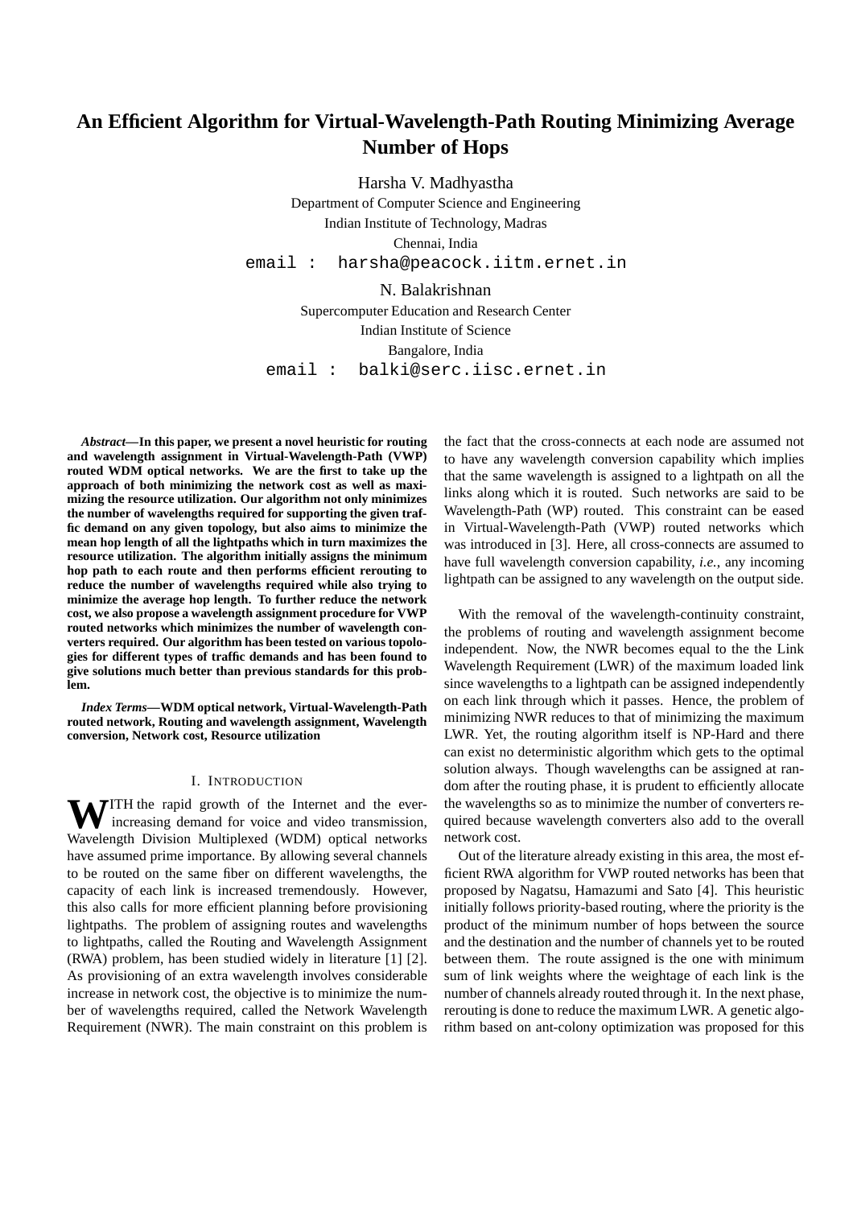# An Efficient Algorithm for Virtual-Wavelength-Path Routing Minimizing Average Number of Hops

Harsha V. Madhyastha
Department of Computer Science and Engineering
Indian Institute of Technology, Madras
Chennai, India
email : harsha@peacock.iitm.ernet.in

N. Balakrishnan
Supercomputer Education and Research Center
Indian Institute of Science
Bangalore, India
email : balki@serc.iisc.ernet.in

***Abstract*—In this paper, we present a novel heuristic for routing and wavelength assignment in Virtual-Wavelength-Path (VWP) routed WDM optical networks. We are the first to take up the approach of both minimizing the network cost as well as maximizing the resource utilization. Our algorithm not only minimizes the number of wavelengths required for supporting the given traffic demand on any given topology, but also aims to minimize the mean hop length of all the lightpaths which in turn maximizes the resource utilization. The algorithm initially assigns the minimum hop path to each route and then performs efficient rerouting to reduce the number of wavelengths required while also trying to minimize the average hop length. To further reduce the network cost, we also propose a wavelength assignment procedure for VWP routed networks which minimizes the number of wavelength converters required. Our algorithm has been tested on various topologies for different types of traffic demands and has been found to give solutions much better than previous standards for this problem.**

***Index Terms*—WDM optical network, Virtual-Wavelength-Path routed network, Routing and wavelength assignment, Wavelength conversion, Network cost, Resource utilization**

## I. Introduction

With the rapid growth of the Internet and the ever-increasing demand for voice and video transmission, Wavelength Division Multiplexed (WDM) optical networks have assumed prime importance. By allowing several channels to be routed on the same fiber on different wavelengths, the capacity of each link is increased tremendously. However, this also calls for more efficient planning before provisioning lightpaths. The problem of assigning routes and wavelengths to lightpaths, called the Routing and Wavelength Assignment (RWA) problem, has been studied widely in literature [1] [2]. As provisioning of an extra wavelength involves considerable increase in network cost, the objective is to minimize the number of wavelengths required, called the Network Wavelength Requirement (NWR). The main constraint on this problem is the fact that the cross-connects at each node are assumed not to have any wavelength conversion capability which implies that the same wavelength is assigned to a lightpath on all the links along which it is routed. Such networks are said to be Wavelength-Path (WP) routed. This constraint can be eased in Virtual-Wavelength-Path (VWP) routed networks which was introduced in [3]. Here, all cross-connects are assumed to have full wavelength conversion capability, *i.e.*, any incoming lightpath can be assigned to any wavelength on the output side.

With the removal of the wavelength-continuity constraint, the problems of routing and wavelength assignment become independent. Now, the NWR becomes equal to the the Link Wavelength Requirement (LWR) of the maximum loaded link since wavelengths to a lightpath can be assigned independently on each link through which it passes. Hence, the problem of minimizing NWR reduces to that of minimizing the maximum LWR. Yet, the routing algorithm itself is NP-Hard and there can exist no deterministic algorithm which gets to the optimal solution always. Though wavelengths can be assigned at random after the routing phase, it is prudent to efficiently allocate the wavelengths so as to minimize the number of converters required because wavelength converters also add to the overall network cost.

Out of the literature already existing in this area, the most efficient RWA algorithm for VWP routed networks has been that proposed by Nagatsu, Hamazumi and Sato [4]. This heuristic initially follows priority-based routing, where the priority is the product of the minimum number of hops between the source and the destination and the number of channels yet to be routed between them. The route assigned is the one with minimum sum of link weights where the weightage of each link is the number of channels already routed through it. In the next phase, rerouting is done to reduce the maximum LWR. A genetic algorithm based on ant-colony optimization was proposed for this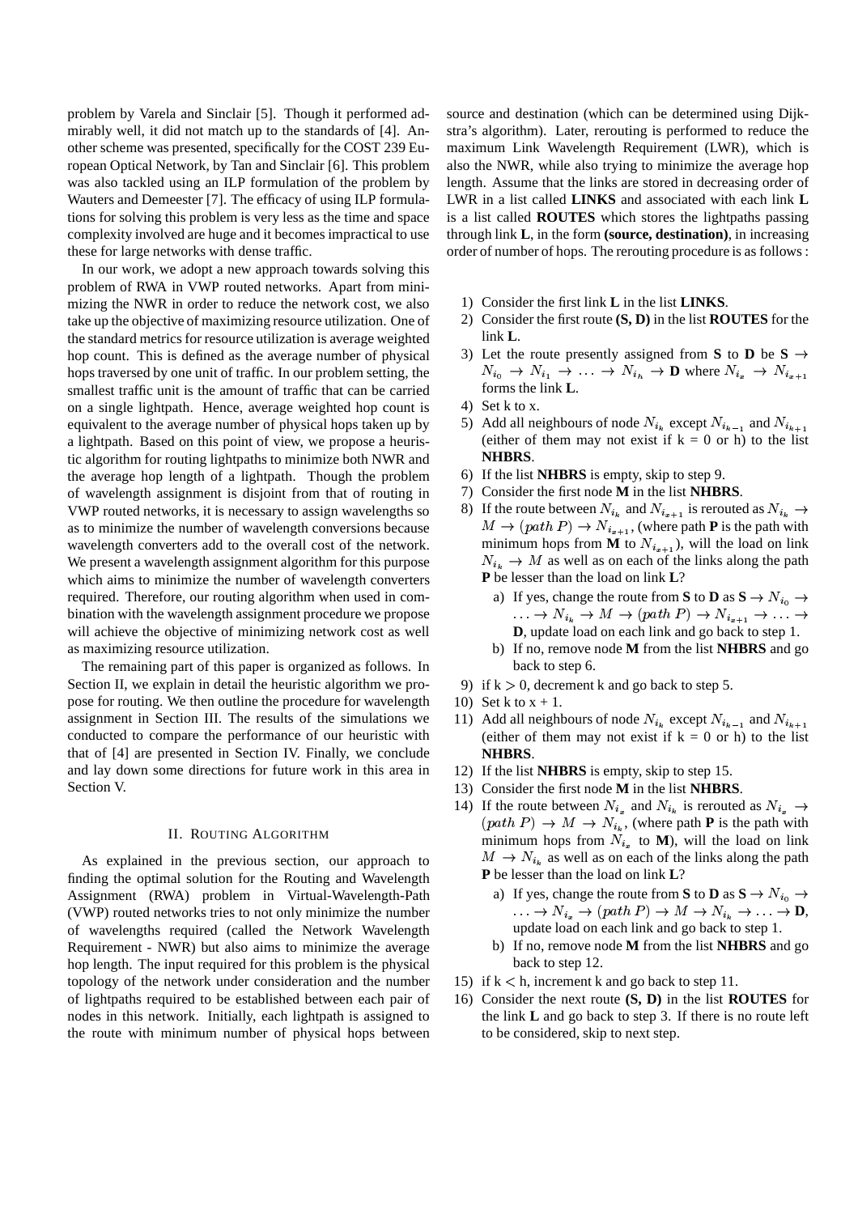problem by Varela and Sinclair [5]. Though it performed admirably well, it did not match up to the standards of [4]. Another scheme was presented, specifically for the COST 239 European Optical Network, by Tan and Sinclair [6]. This problem was also tackled using an ILP formulation of the problem by Wauters and Demeester [7]. The efficacy of using ILP formulations for solving this problem is very less as the time and space complexity involved are huge and it becomes impractical to use these for large networks with dense traffic.

In our work, we adopt a new approach towards solving this problem of RWA in VWP routed networks. Apart from minimizing the NWR in order to reduce the network cost, we also take up the objective of maximizing resource utilization. One of the standard metrics for resource utilization is average weighted hop count. This is defined as the average number of physical hops traversed by one unit of traffic. In our problem setting, the smallest traffic unit is the amount of traffic that can be carried on a single lightpath. Hence, average weighted hop count is equivalent to the average number of physical hops taken up by a lightpath. Based on this point of view, we propose a heuristic algorithm for routing lightpaths to minimize both NWR and the average hop length of a lightpath. Though the problem of wavelength assignment is disjoint from that of routing in VWP routed networks, it is necessary to assign wavelengths so as to minimize the number of wavelength conversions because wavelength converters add to the overall cost of the network. We present a wavelength assignment algorithm for this purpose which aims to minimize the number of wavelength converters required. Therefore, our routing algorithm when used in combination with the wavelength assignment procedure we propose will achieve the objective of minimizing network cost as well as maximizing resource utilization.

The remaining part of this paper is organized as follows. In Section II, we explain in detail the heuristic algorithm we propose for routing. We then outline the procedure for wavelength assignment in Section III. The results of the simulations we conducted to compare the performance of our heuristic with that of [4] are presented in Section IV. Finally, we conclude and lay down some directions for future work in this area in Section V.

## II. Routing Algorithm

As explained in the previous section, our approach to finding the optimal solution for the Routing and Wavelength Assignment (RWA) problem in Virtual-Wavelength-Path (VWP) routed networks tries to not only minimize the number of wavelengths required (called the Network Wavelength Requirement - NWR) but also aims to minimize the average hop length. The input required for this problem is the physical topology of the network under consideration and the number of lightpaths required to be established between each pair of nodes in this network. Initially, each lightpath is assigned to the route with minimum number of physical hops between source and destination (which can be determined using Dijkstra's algorithm). Later, rerouting is performed to reduce the maximum Link Wavelength Requirement (LWR), which is also the NWR, while also trying to minimize the average hop length. Assume that the links are stored in decreasing order of LWR in a list called **LINKS** and associated with each link **L** is a list called **ROUTES** which stores the lightpaths passing through link **L**, in the form **(source, destination)**, in increasing order of number of hops. The rerouting procedure is as follows :

1) Consider the first link **L** in the list **LINKS**.
2) Consider the first route **(S, D)** in the list **ROUTES** for the link **L**.
3) Let the route presently assigned from **S** to **D** be **S** $\rightarrow N_{i_0} \rightarrow N_{i_1} \rightarrow \ldots \rightarrow N_{i_h} \rightarrow$ **D** where $N_{i_x} \rightarrow N_{i_{x+1}}$ forms the link **L**.
4) Set k to x.
5) Add all neighbours of node $N_{i_k}$ except $N_{i_{k-1}}$ and $N_{i_{k+1}}$ (either of them may not exist if k = 0 or h) to the list **NHBRS**.
6) If the list **NHBRS** is empty, skip to step 9.
7) Consider the first node **M** in the list **NHBRS**.
8) If the route between $N_{i_k}$ and $N_{i_{x+1}}$ is rerouted as $N_{i_k} \rightarrow M \rightarrow (path\ P) \rightarrow N_{i_{x+1}}$, (where path **P** is the path with minimum hops from **M** to $N_{i_{x+1}}$), will the load on link $N_{i_k} \rightarrow M$ as well as on each of the links along the path **P** be lesser than the load on link **L**?
   a) If yes, change the route from **S** to **D** as **S** $\rightarrow N_{i_0} \rightarrow \ldots \rightarrow N_{i_k} \rightarrow M \rightarrow (path\ P) \rightarrow N_{i_{x+1}} \rightarrow \ldots \rightarrow$ **D**, update load on each link and go back to step 1.
   b) If no, remove node **M** from the list **NHBRS** and go back to step 6.
9) if k > 0, decrement k and go back to step 5.
10) Set k to x + 1.
11) Add all neighbours of node $N_{i_k}$ except $N_{i_{k-1}}$ and $N_{i_{k+1}}$ (either of them may not exist if k = 0 or h) to the list **NHBRS**.
12) If the list **NHBRS** is empty, skip to step 15.
13) Consider the first node **M** in the list **NHBRS**.
14) If the route between $N_{i_x}$ and $N_{i_k}$ is rerouted as $N_{i_x} \rightarrow (path\ P) \rightarrow M \rightarrow N_{i_k}$, (where path **P** is the path with minimum hops from $N_{i_x}$ to **M**), will the load on link $M \rightarrow N_{i_k}$ as well as on each of the links along the path **P** be lesser than the load on link **L**?
   a) If yes, change the route from **S** to **D** as **S** $\rightarrow N_{i_0} \rightarrow \ldots \rightarrow N_{i_x} \rightarrow (path\ P) \rightarrow M \rightarrow N_{i_k} \rightarrow \ldots \rightarrow$ **D**, update load on each link and go back to step 1.
   b) If no, remove node **M** from the list **NHBRS** and go back to step 12.
15) if k < h, increment k and go back to step 11.
16) Consider the next route **(S, D)** in the list **ROUTES** for the link **L** and go back to step 3. If there is no route left to be considered, skip to next step.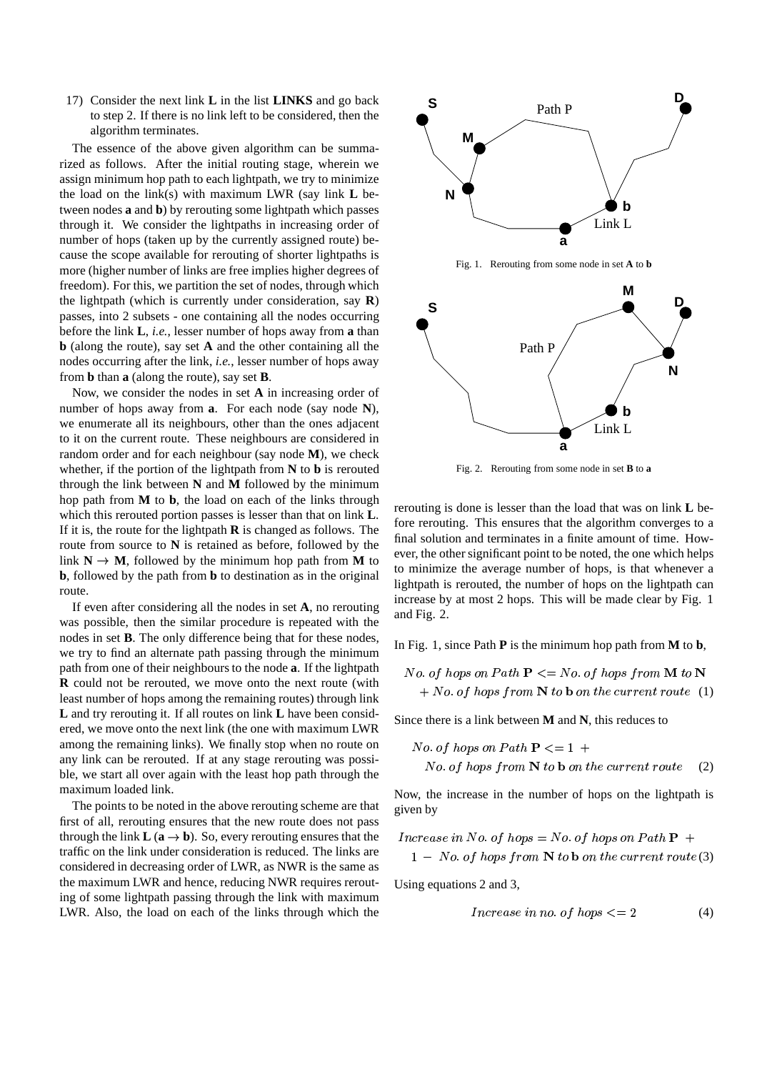17) Consider the next link **L** in the list **LINKS** and go back to step 2. If there is no link left to be considered, then the algorithm terminates.

The essence of the above given algorithm can be summarized as follows. After the initial routing stage, wherein we assign minimum hop path to each lightpath, we try to minimize the load on the link(s) with maximum LWR (say link **L** between nodes **a** and **b**) by rerouting some lightpath which passes through it. We consider the lightpaths in increasing order of number of hops (taken up by the currently assigned route) because the scope available for rerouting of shorter lightpaths is more (higher number of links are free implies higher degrees of freedom). For this, we partition the set of nodes, through which the lightpath (which is currently under consideration, say **R**) passes, into 2 subsets - one containing all the nodes occurring before the link **L**, *i.e.*, lesser number of hops away from **a** than **b** (along the route), say set **A** and the other containing all the nodes occurring after the link, *i.e.*, lesser number of hops away from **b** than **a** (along the route), say set **B**.

Now, we consider the nodes in set **A** in increasing order of number of hops away from **a**. For each node (say node **N**), we enumerate all its neighbours, other than the ones adjacent to it on the current route. These neighbours are considered in random order and for each neighbour (say node **M**), we check whether, if the portion of the lightpath from **N** to **b** is rerouted through the link between **N** and **M** followed by the minimum hop path from **M** to **b**, the load on each of the links through which this rerouted portion passes is lesser than that on link **L**. If it is, the route for the lightpath **R** is changed as follows. The route from source to **N** is retained as before, followed by the link **N** $\rightarrow$ **M**, followed by the minimum hop path from **M** to **b**, followed by the path from **b** to destination as in the original route.

If even after considering all the nodes in set **A**, no rerouting was possible, then the similar procedure is repeated with the nodes in set **B**. The only difference being that for these nodes, we try to find an alternate path passing through the minimum path from one of their neighbours to the node **a**. If the lightpath **R** could not be rerouted, we move onto the next route (with least number of hops among the remaining routes) through link **L** and try rerouting it. If all routes on link **L** have been considered, we move onto the next link (the one with maximum LWR among the remaining links). We finally stop when no route on any link can be rerouted. If at any stage rerouting was possible, we start all over again with the least hop path through the maximum loaded link.

The points to be noted in the above rerouting scheme are that first of all, rerouting ensures that the new route does not pass through the link **L** (**a** $\rightarrow$ **b**). So, every rerouting ensures that the traffic on the link under consideration is reduced. The links are considered in decreasing order of LWR, as NWR is the same as the maximum LWR and hence, reducing NWR requires rerouting of some lightpath passing through the link with maximum LWR. Also, the load on each of the links through which the rerouting is done is lesser than the load that was on link **L** before rerouting. This ensures that the algorithm converges to a final solution and terminates in a finite amount of time. However, the other significant point to be noted, the one which helps to minimize the average number of hops, is that whenever a lightpath is rerouted, the number of hops on the lightpath can increase by at most 2 hops. This will be made clear by Fig. 1 and Fig. 2.

S
D
Path P
M
N
b
Link L
a

Fig. 1. Rerouting from some node in set **A** to **b**

M
S
D
Path P
N
b
Link L
a

Fig. 2. Rerouting from some node in set **B** to **a**

In Fig. 1, since Path **P** is the minimum hop path from **M** to **b**,

$$No.\ of\ hops\ on\ Path\ \mathbf{P} <= No.\ of\ hops\ from\ \mathbf{M}\ to\ \mathbf{N} + No.\ of\ hops\ from\ \mathbf{N}\ to\ \mathbf{b}\ on\ the\ current\ route \quad (1)$$

Since there is a link between **M** and **N**, this reduces to

$$No.\ of\ hops\ on\ Path\ \mathbf{P} <= 1 + No.\ of\ hops\ from\ \mathbf{N}\ to\ \mathbf{b}\ on\ the\ current\ route \quad (2)$$

Now, the increase in the number of hops on the lightpath is given by

$$Increase\ in\ No.\ of\ hops = No.\ of\ hops\ on\ Path\ \mathbf{P} + 1 - No.\ of\ hops\ from\ \mathbf{N}\ to\ \mathbf{b}\ on\ the\ current\ route \quad (3)$$

Using equations 2 and 3,

$$Increase\ in\ no.\ of\ hops <= 2 \quad (4)$$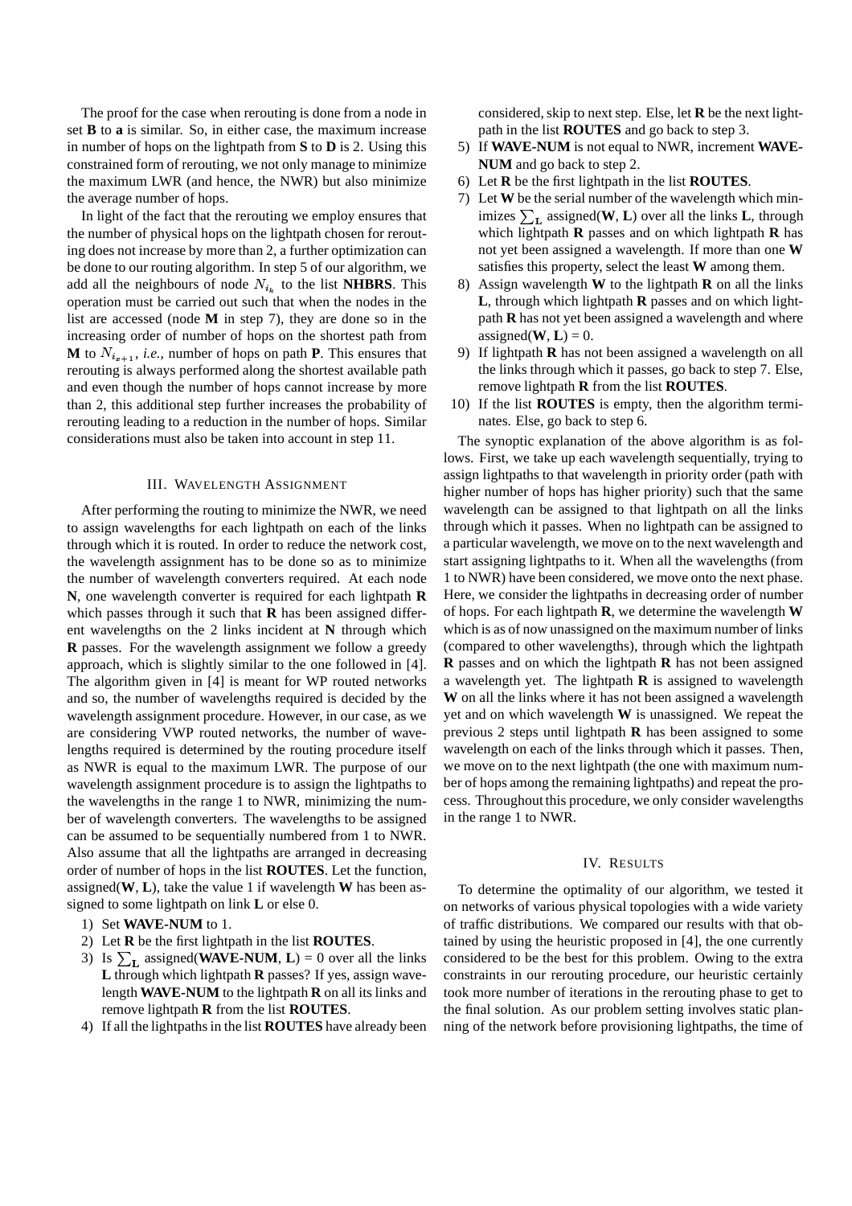The proof for the case when rerouting is done from a node in set **B** to **a** is similar. So, in either case, the maximum increase in number of hops on the lightpath from **S** to **D** is 2. Using this constrained form of rerouting, we not only manage to minimize the maximum LWR (and hence, the NWR) but also minimize the average number of hops.

In light of the fact that the rerouting we employ ensures that the number of physical hops on the lightpath chosen for rerouting does not increase by more than 2, a further optimization can be done to our routing algorithm. In step 5 of our algorithm, we add all the neighbours of node $N_{i_k}$ to the list **NHBRS**. This operation must be carried out such that when the nodes in the list are accessed (node **M** in step 7), they are done so in the increasing order of number of hops on the shortest path from **M** to $N_{i_{s+1}}$, *i.e.*, number of hops on path **P**. This ensures that rerouting is always performed along the shortest available path and even though the number of hops cannot increase by more than 2, this additional step further increases the probability of rerouting leading to a reduction in the number of hops. Similar considerations must also be taken into account in step 11.

## III. Wavelength Assignment

After performing the routing to minimize the NWR, we need to assign wavelengths for each lightpath on each of the links through which it is routed. In order to reduce the network cost, the wavelength assignment has to be done so as to minimize the number of wavelength converters required. At each node **N**, one wavelength converter is required for each lightpath **R** which passes through it such that **R** has been assigned different wavelengths on the 2 links incident at **N** through which **R** passes. For the wavelength assignment we follow a greedy approach, which is slightly similar to the one followed in [4]. The algorithm given in [4] is meant for WP routed networks and so, the number of wavelengths required is decided by the wavelength assignment procedure. However, in our case, as we are considering VWP routed networks, the number of wavelengths required is determined by the routing procedure itself as NWR is equal to the maximum LWR. The purpose of our wavelength assignment procedure is to assign the lightpaths to the wavelengths in the range 1 to NWR, minimizing the number of wavelength converters. The wavelengths to be assigned can be assumed to be sequentially numbered from 1 to NWR. Also assume that all the lightpaths are arranged in decreasing order of number of hops in the list **ROUTES**. Let the function, assigned(**W**, **L**), take the value 1 if wavelength **W** has been assigned to some lightpath on link **L** or else 0.

1) Set **WAVE-NUM** to 1.
2) Let **R** be the first lightpath in the list **ROUTES**.
3) Is $\sum_{\mathbf{L}}$ assigned(**WAVE-NUM**, **L**) = 0 over all the links **L** through which lightpath **R** passes? If yes, assign wavelength **WAVE-NUM** to the lightpath **R** on all its links and remove lightpath **R** from the list **ROUTES**.
4) If all the lightpaths in the list **ROUTES** have already been considered, skip to next step. Else, let **R** be the next lightpath in the list **ROUTES** and go back to step 3.
5) If **WAVE-NUM** is not equal to NWR, increment **WAVE-NUM** and go back to step 2.
6) Let **R** be the first lightpath in the list **ROUTES**.
7) Let **W** be the serial number of the wavelength which minimizes $\sum_{\mathbf{L}}$ assigned(**W**, **L**) over all the links **L**, through which lightpath **R** passes and on which lightpath **R** has not yet been assigned a wavelength. If more than one **W** satisfies this property, select the least **W** among them.
8) Assign wavelength **W** to the lightpath **R** on all the links **L**, through which lightpath **R** passes and on which lightpath **R** has not yet been assigned a wavelength and where assigned(**W**, **L**) = 0.
9) If lightpath **R** has not been assigned a wavelength on all the links through which it passes, go back to step 7. Else, remove lightpath **R** from the list **ROUTES**.
10) If the list **ROUTES** is empty, then the algorithm terminates. Else, go back to step 6.

The synoptic explanation of the above algorithm is as follows. First, we take up each wavelength sequentially, trying to assign lightpaths to that wavelength in priority order (path with higher number of hops has higher priority) such that the same wavelength can be assigned to that lightpath on all the links through which it passes. When no lightpath can be assigned to a particular wavelength, we move on to the next wavelength and start assigning lightpaths to it. When all the wavelengths (from 1 to NWR) have been considered, we move onto the next phase. Here, we consider the lightpaths in decreasing order of number of hops. For each lightpath **R**, we determine the wavelength **W** which is as of now unassigned on the maximum number of links (compared to other wavelengths), through which the lightpath **R** passes and on which the lightpath **R** has not been assigned a wavelength yet. The lightpath **R** is assigned to wavelength **W** on all the links where it has not been assigned a wavelength yet and on which wavelength **W** is unassigned. We repeat the previous 2 steps until lightpath **R** has been assigned to some wavelength on each of the links through which it passes. Then, we move on to the next lightpath (the one with maximum number of hops among the remaining lightpaths) and repeat the process. Throughout this procedure, we only consider wavelengths in the range 1 to NWR.

## IV. Results

To determine the optimality of our algorithm, we tested it on networks of various physical topologies with a wide variety of traffic distributions. We compared our results with that obtained by using the heuristic proposed in [4], the one currently considered to be the best for this problem. Owing to the extra constraints in our rerouting procedure, our heuristic certainly took more number of iterations in the rerouting phase to get to the final solution. As our problem setting involves static planning of the network before provisioning lightpaths, the time of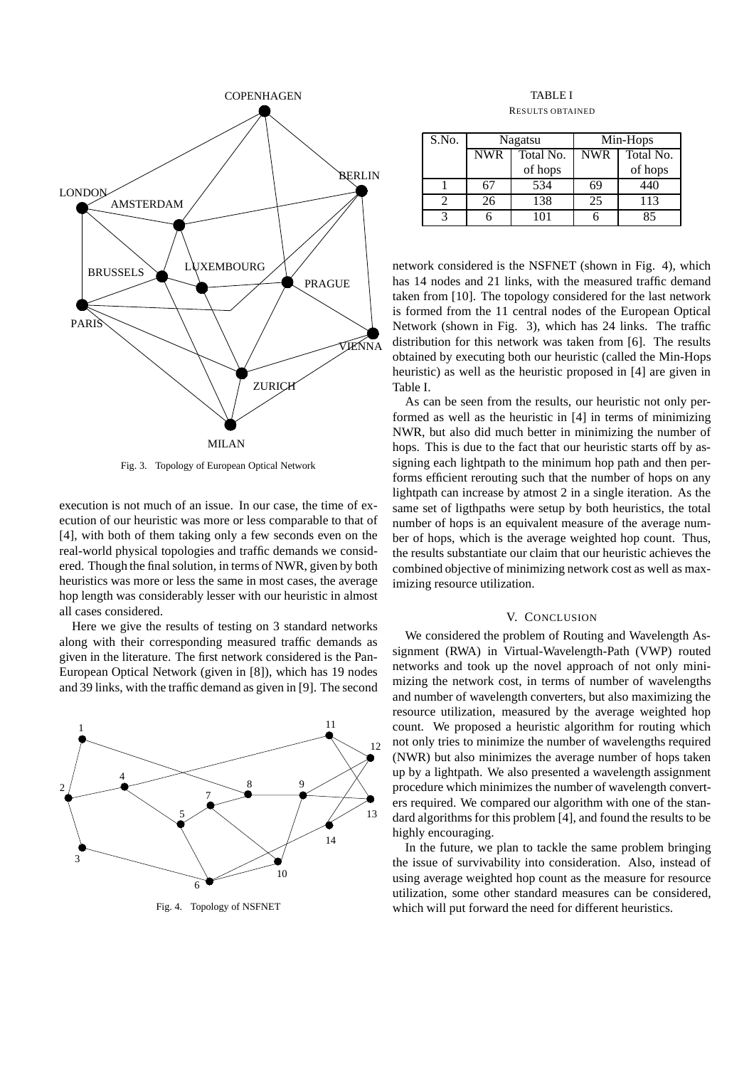COPENHAGEN

BERLIN

LONDON

AMSTERDAM

BRUSSELS

LUXEMBOURG

PRAGUE

PARIS

VIENNA

ZURICH

MILAN

Fig. 3. Topology of European Optical Network

execution is not much of an issue. In our case, the time of execution of our heuristic was more or less comparable to that of [4], with both of them taking only a few seconds even on the real-world physical topologies and traffic demands we considered. Though the final solution, in terms of NWR, given by both heuristics was more or less the same in most cases, the average hop length was considerably lesser with our heuristic in almost all cases considered.

Here we give the results of testing on 3 standard networks along with their corresponding measured traffic demands as given in the literature. The first network considered is the Pan-European Optical Network (given in [8]), which has 19 nodes and 39 links, with the traffic demand as given in [9]. The second network considered is the NSFNET (shown in Fig. 4), which has 14 nodes and 21 links, with the measured traffic demand taken from [10]. The topology considered for the last network is formed from the 11 central nodes of the European Optical Network (shown in Fig. 3), which has 24 links. The traffic distribution for this network was taken from [6]. The results obtained by executing both our heuristic (called the Min-Hops heuristic) as well as the heuristic proposed in [4] are given in Table I.

1 2 3 4 5 6 7 8 9 10 11 12 13 14

Fig. 4. Topology of NSFNET

TABLE I
RESULTS OBTAINED

| S.No. | Nagatsu | | Min-Hops | |
|---|---|---|---|---|
| | NWR | Total No. of hops | NWR | Total No. of hops |
| 1 | 67 | 534 | 69 | 440 |
| 2 | 26 | 138 | 25 | 113 |
| 3 | 6 | 101 | 6 | 85 |

As can be seen from the results, our heuristic not only performed as well as the heuristic in [4] in terms of minimizing NWR, but also did much better in minimizing the number of hops. This is due to the fact that our heuristic starts off by assigning each lightpath to the minimum hop path and then performs efficient rerouting such that the number of hops on any lightpath can increase by atmost 2 in a single iteration. As the same set of ligthpaths were setup by both heuristics, the total number of hops is an equivalent measure of the average number of hops, which is the average weighted hop count. Thus, the results substantiate our claim that our heuristic achieves the combined objective of minimizing network cost as well as maximizing resource utilization.

## V. Conclusion

We considered the problem of Routing and Wavelength Assignment (RWA) in Virtual-Wavelength-Path (VWP) routed networks and took up the novel approach of not only minimizing the network cost, in terms of number of wavelengths and number of wavelength converters, but also maximizing the resource utilization, measured by the average weighted hop count. We proposed a heuristic algorithm for routing which not only tries to minimize the number of wavelengths required (NWR) but also minimizes the average number of hops taken up by a lightpath. We also presented a wavelength assignment procedure which minimizes the number of wavelength converters required. We compared our algorithm with one of the standard algorithms for this problem [4], and found the results to be highly encouraging.

In the future, we plan to tackle the same problem bringing the issue of survivability into consideration. Also, instead of using average weighted hop count as the measure for resource utilization, some other standard measures can be considered, which will put forward the need for different heuristics.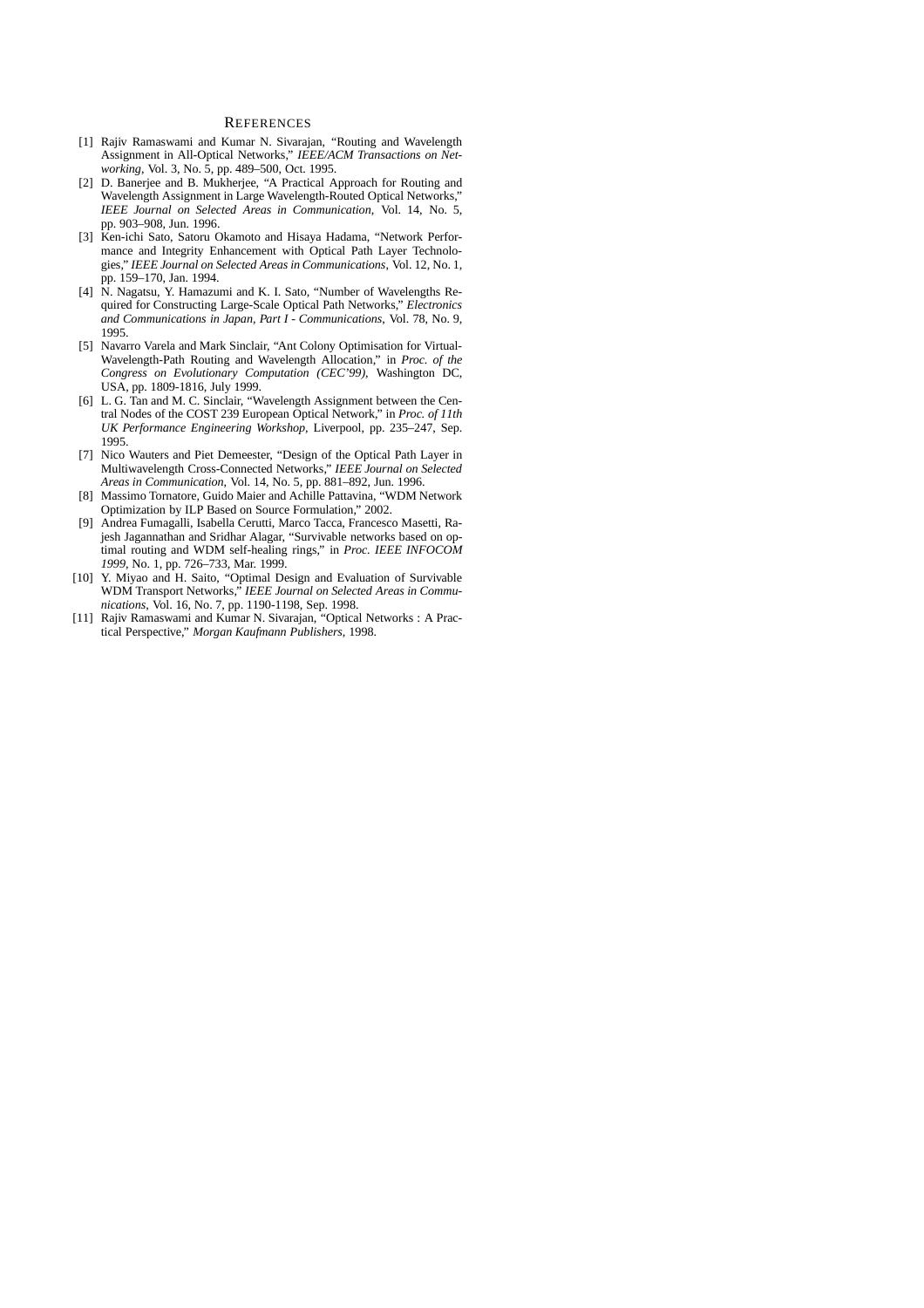# REFERENCES

[1] Rajiv Ramaswami and Kumar N. Sivarajan, "Routing and Wavelength Assignment in All-Optical Networks," *IEEE/ACM Transactions on Networking*, Vol. 3, No. 5, pp. 489–500, Oct. 1995.

[2] D. Banerjee and B. Mukherjee, "A Practical Approach for Routing and Wavelength Assignment in Large Wavelength-Routed Optical Networks," *IEEE Journal on Selected Areas in Communication*, Vol. 14, No. 5, pp. 903–908, Jun. 1996.

[3] Ken-ichi Sato, Satoru Okamoto and Hisaya Hadama, "Network Performance and Integrity Enhancement with Optical Path Layer Technologies," *IEEE Journal on Selected Areas in Communications*, Vol. 12, No. 1, pp. 159–170, Jan. 1994.

[4] N. Nagatsu, Y. Hamazumi and K. I. Sato, "Number of Wavelengths Required for Constructing Large-Scale Optical Path Networks," *Electronics and Communications in Japan, Part I - Communications*, Vol. 78, No. 9, 1995.

[5] Navarro Varela and Mark Sinclair, "Ant Colony Optimisation for Virtual-Wavelength-Path Routing and Wavelength Allocation," in *Proc. of the Congress on Evolutionary Computation (CEC'99)*, Washington DC, USA, pp. 1809-1816, July 1999.

[6] L. G. Tan and M. C. Sinclair, "Wavelength Assignment between the Central Nodes of the COST 239 European Optical Network," in *Proc. of 11th UK Performance Engineering Workshop*, Liverpool, pp. 235–247, Sep. 1995.

[7] Nico Wauters and Piet Demeester, "Design of the Optical Path Layer in Multiwavelength Cross-Connected Networks," *IEEE Journal on Selected Areas in Communication*, Vol. 14, No. 5, pp. 881–892, Jun. 1996.

[8] Massimo Tornatore, Guido Maier and Achille Pattavina, "WDM Network Optimization by ILP Based on Source Formulation," 2002.

[9] Andrea Fumagalli, Isabella Cerutti, Marco Tacca, Francesco Masetti, Rajesh Jagannathan and Sridhar Alagar, "Survivable networks based on optimal routing and WDM self-healing rings," in *Proc. IEEE INFOCOM 1999*, No. 1, pp. 726–733, Mar. 1999.

[10] Y. Miyao and H. Saito, "Optimal Design and Evaluation of Survivable WDM Transport Networks," *IEEE Journal on Selected Areas in Communications*, Vol. 16, No. 7, pp. 1190-1198, Sep. 1998.

[11] Rajiv Ramaswami and Kumar N. Sivarajan, "Optical Networks : A Practical Perspective," *Morgan Kaufmann Publishers*, 1998.